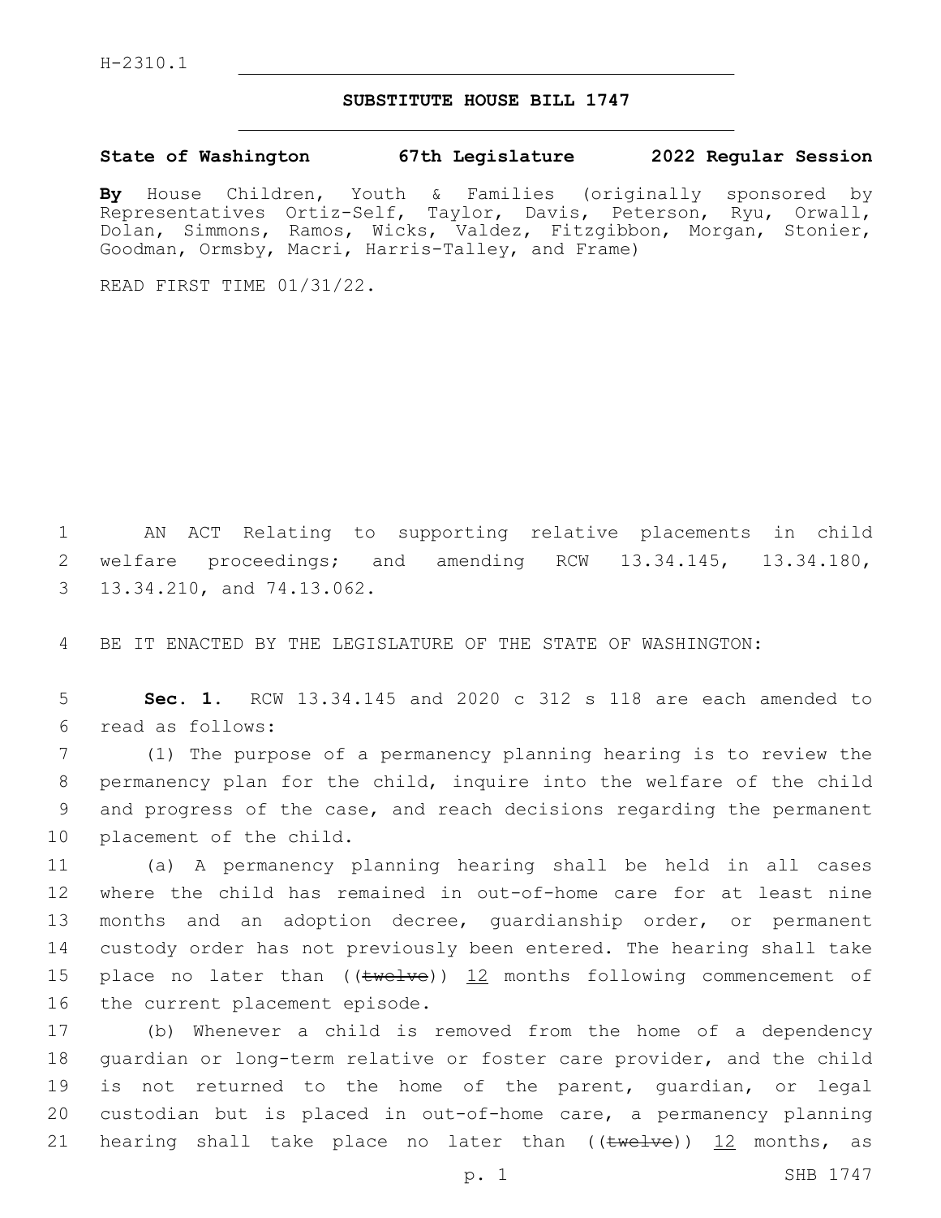H-2310.1

# SUBSTITUTE HOUSE BILL 1747

**State of Washington 67th Legislature 2022 Regular Session**

**By** House Children, Youth & Families (originally sponsored by Representatives Ortiz-Self, Taylor, Davis, Peterson, Ryu, Orwall, Dolan, Simmons, Ramos, Wicks, Valdez, Fitzgibbon, Morgan, Stonier, Goodman, Ormsby, Macri, Harris-Talley, and Frame)

READ FIRST TIME 01/31/22.

1 AN ACT Relating to supporting relative placements in child
2 welfare proceedings; and amending RCW 13.34.145, 13.34.180,
3 13.34.210, and 74.13.062.

4 BE IT ENACTED BY THE LEGISLATURE OF THE STATE OF WASHINGTON:

5 **Sec. 1.** RCW 13.34.145 and 2020 c 312 s 118 are each amended to
6 read as follows:

7 (1) The purpose of a permanency planning hearing is to review the
8 permanency plan for the child, inquire into the welfare of the child
9 and progress of the case, and reach decisions regarding the permanent
10 placement of the child.

11 (a) A permanency planning hearing shall be held in all cases
12 where the child has remained in out-of-home care for at least nine
13 months and an adoption decree, guardianship order, or permanent
14 custody order has not previously been entered. The hearing shall take
15 place no later than ((~~twelve~~)) <u>12</u> months following commencement of
16 the current placement episode.

17 (b) Whenever a child is removed from the home of a dependency
18 guardian or long-term relative or foster care provider, and the child
19 is not returned to the home of the parent, guardian, or legal
20 custodian but is placed in out-of-home care, a permanency planning
21 hearing shall take place no later than ((~~twelve~~)) <u>12</u> months, as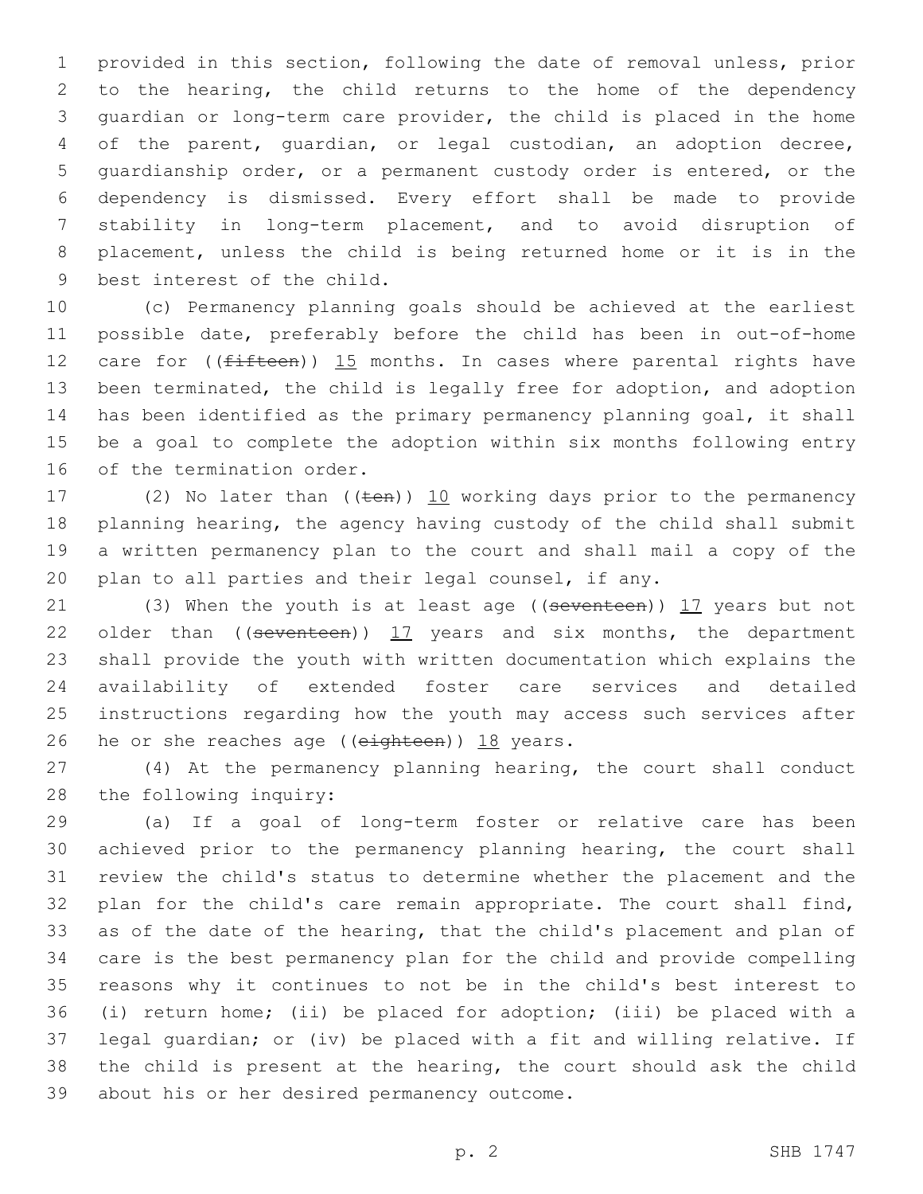provided in this section, following the date of removal unless, prior to the hearing, the child returns to the home of the dependency guardian or long-term care provider, the child is placed in the home of the parent, guardian, or legal custodian, an adoption decree, guardianship order, or a permanent custody order is entered, or the dependency is dismissed. Every effort shall be made to provide stability in long-term placement, and to avoid disruption of placement, unless the child is being returned home or it is in the best interest of the child.

(c) Permanency planning goals should be achieved at the earliest possible date, preferably before the child has been in out-of-home care for ((~~fifteen~~)) <u>15</u> months. In cases where parental rights have been terminated, the child is legally free for adoption, and adoption has been identified as the primary permanency planning goal, it shall be a goal to complete the adoption within six months following entry of the termination order.

(2) No later than ((~~ten~~)) <u>10</u> working days prior to the permanency planning hearing, the agency having custody of the child shall submit a written permanency plan to the court and shall mail a copy of the plan to all parties and their legal counsel, if any.

(3) When the youth is at least age ((~~seventeen~~)) <u>17</u> years but not older than ((~~seventeen~~)) <u>17</u> years and six months, the department shall provide the youth with written documentation which explains the availability of extended foster care services and detailed instructions regarding how the youth may access such services after he or she reaches age ((~~eighteen~~)) <u>18</u> years.

(4) At the permanency planning hearing, the court shall conduct the following inquiry:

(a) If a goal of long-term foster or relative care has been achieved prior to the permanency planning hearing, the court shall review the child's status to determine whether the placement and the plan for the child's care remain appropriate. The court shall find, as of the date of the hearing, that the child's placement and plan of care is the best permanency plan for the child and provide compelling reasons why it continues to not be in the child's best interest to (i) return home; (ii) be placed for adoption; (iii) be placed with a legal guardian; or (iv) be placed with a fit and willing relative. If the child is present at the hearing, the court should ask the child about his or her desired permanency outcome.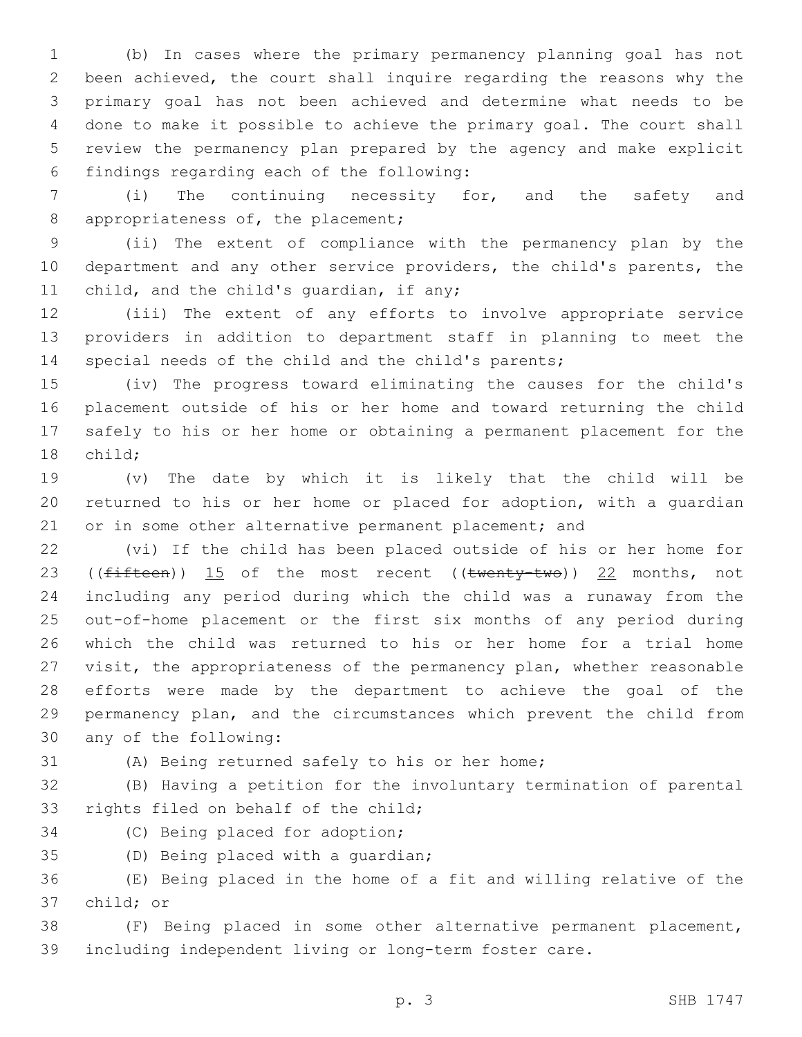(b) In cases where the primary permanency planning goal has not been achieved, the court shall inquire regarding the reasons why the primary goal has not been achieved and determine what needs to be done to make it possible to achieve the primary goal. The court shall review the permanency plan prepared by the agency and make explicit findings regarding each of the following:

(i) The continuing necessity for, and the safety and appropriateness of, the placement;

(ii) The extent of compliance with the permanency plan by the department and any other service providers, the child's parents, the child, and the child's guardian, if any;

(iii) The extent of any efforts to involve appropriate service providers in addition to department staff in planning to meet the special needs of the child and the child's parents;

(iv) The progress toward eliminating the causes for the child's placement outside of his or her home and toward returning the child safely to his or her home or obtaining a permanent placement for the child;

(v) The date by which it is likely that the child will be returned to his or her home or placed for adoption, with a guardian or in some other alternative permanent placement; and

(vi) If the child has been placed outside of his or her home for ((~~fifteen~~)) <u>15</u> of the most recent ((~~twenty-two~~)) <u>22</u> months, not including any period during which the child was a runaway from the out-of-home placement or the first six months of any period during which the child was returned to his or her home for a trial home visit, the appropriateness of the permanency plan, whether reasonable efforts were made by the department to achieve the goal of the permanency plan, and the circumstances which prevent the child from any of the following:

(A) Being returned safely to his or her home;

(B) Having a petition for the involuntary termination of parental rights filed on behalf of the child;

(C) Being placed for adoption;

(D) Being placed with a guardian;

(E) Being placed in the home of a fit and willing relative of the child; or

(F) Being placed in some other alternative permanent placement, including independent living or long-term foster care.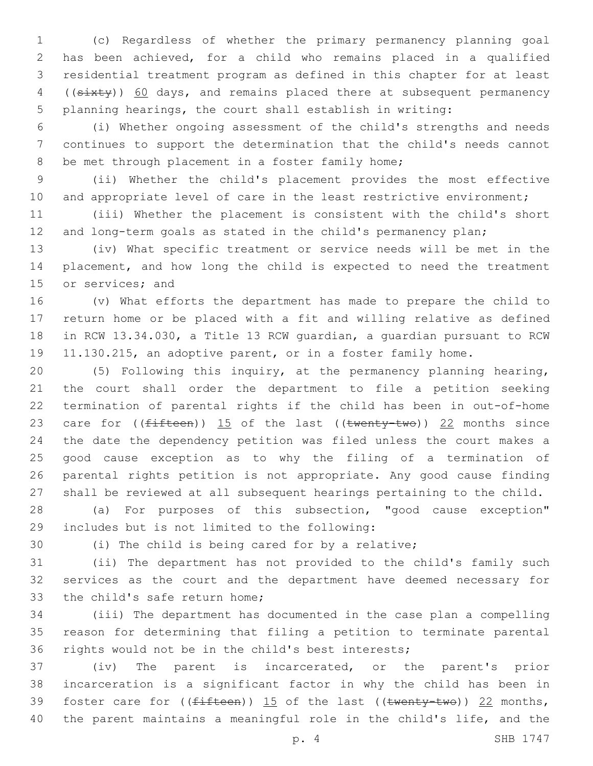(c) Regardless of whether the primary permanency planning goal has been achieved, for a child who remains placed in a qualified residential treatment program as defined in this chapter for at least ((~~sixty~~)) 60 days, and remains placed there at subsequent permanency planning hearings, the court shall establish in writing:

(i) Whether ongoing assessment of the child's strengths and needs continues to support the determination that the child's needs cannot be met through placement in a foster family home;

(ii) Whether the child's placement provides the most effective and appropriate level of care in the least restrictive environment;

(iii) Whether the placement is consistent with the child's short and long-term goals as stated in the child's permanency plan;

(iv) What specific treatment or service needs will be met in the placement, and how long the child is expected to need the treatment or services; and

(v) What efforts the department has made to prepare the child to return home or be placed with a fit and willing relative as defined in RCW 13.34.030, a Title 13 RCW guardian, a guardian pursuant to RCW 11.130.215, an adoptive parent, or in a foster family home.

(5) Following this inquiry, at the permanency planning hearing, the court shall order the department to file a petition seeking termination of parental rights if the child has been in out-of-home care for ((~~fifteen~~)) 15 of the last ((~~twenty-two~~)) 22 months since the date the dependency petition was filed unless the court makes a good cause exception as to why the filing of a termination of parental rights petition is not appropriate. Any good cause finding shall be reviewed at all subsequent hearings pertaining to the child.

(a) For purposes of this subsection, "good cause exception" includes but is not limited to the following:

(i) The child is being cared for by a relative;

(ii) The department has not provided to the child's family such services as the court and the department have deemed necessary for the child's safe return home;

(iii) The department has documented in the case plan a compelling reason for determining that filing a petition to terminate parental rights would not be in the child's best interests;

(iv) The parent is incarcerated, or the parent's prior incarceration is a significant factor in why the child has been in foster care for ((~~fifteen~~)) 15 of the last ((~~twenty-two~~)) 22 months, the parent maintains a meaningful role in the child's life, and the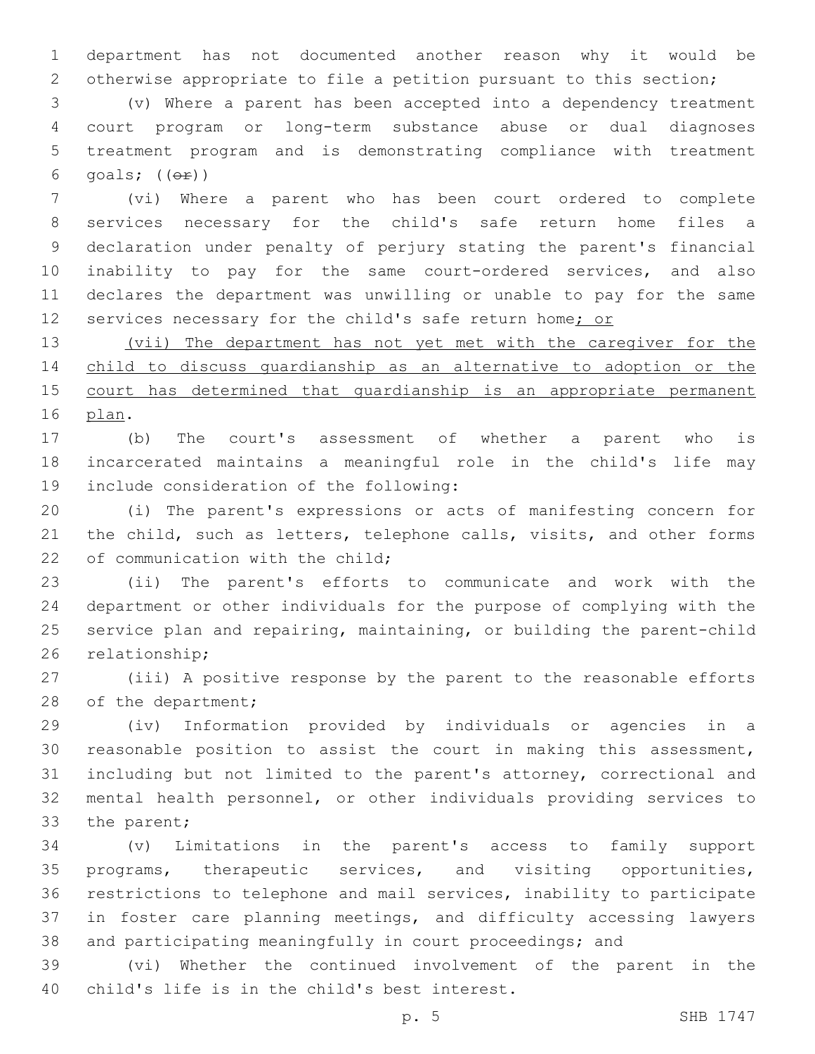department has not documented another reason why it would be otherwise appropriate to file a petition pursuant to this section;

(v) Where a parent has been accepted into a dependency treatment court program or long-term substance abuse or dual diagnoses treatment program and is demonstrating compliance with treatment goals; ((~~or~~))

(vi) Where a parent who has been court ordered to complete services necessary for the child's safe return home files a declaration under penalty of perjury stating the parent's financial inability to pay for the same court-ordered services, and also declares the department was unwilling or unable to pay for the same services necessary for the child's safe return home<u>; or</u>

<u>(vii) The department has not yet met with the caregiver for the child to discuss guardianship as an alternative to adoption or the court has determined that guardianship is an appropriate permanent plan</u>.

(b) The court's assessment of whether a parent who is incarcerated maintains a meaningful role in the child's life may include consideration of the following:

(i) The parent's expressions or acts of manifesting concern for the child, such as letters, telephone calls, visits, and other forms of communication with the child;

(ii) The parent's efforts to communicate and work with the department or other individuals for the purpose of complying with the service plan and repairing, maintaining, or building the parent-child relationship;

(iii) A positive response by the parent to the reasonable efforts of the department;

(iv) Information provided by individuals or agencies in a reasonable position to assist the court in making this assessment, including but not limited to the parent's attorney, correctional and mental health personnel, or other individuals providing services to the parent;

(v) Limitations in the parent's access to family support programs, therapeutic services, and visiting opportunities, restrictions to telephone and mail services, inability to participate in foster care planning meetings, and difficulty accessing lawyers and participating meaningfully in court proceedings; and

(vi) Whether the continued involvement of the parent in the child's life is in the child's best interest.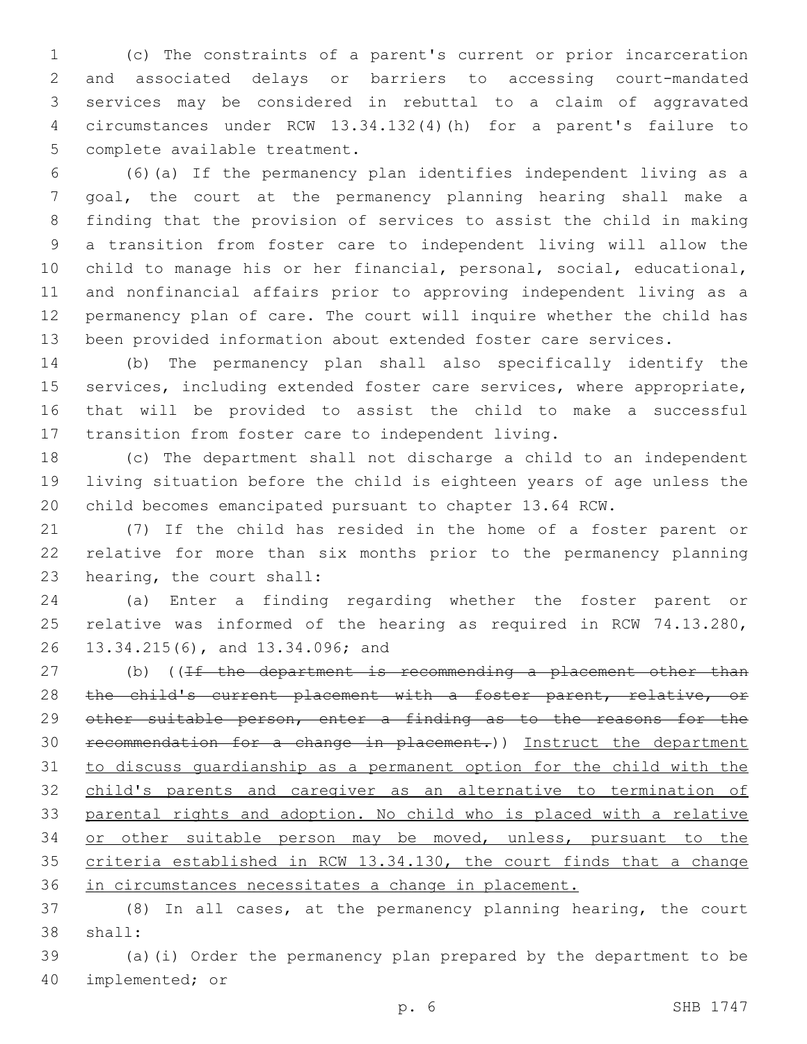(c) The constraints of a parent's current or prior incarceration and associated delays or barriers to accessing court-mandated services may be considered in rebuttal to a claim of aggravated circumstances under RCW 13.34.132(4)(h) for a parent's failure to complete available treatment.

(6)(a) If the permanency plan identifies independent living as a goal, the court at the permanency planning hearing shall make a finding that the provision of services to assist the child in making a transition from foster care to independent living will allow the child to manage his or her financial, personal, social, educational, and nonfinancial affairs prior to approving independent living as a permanency plan of care. The court will inquire whether the child has been provided information about extended foster care services.

(b) The permanency plan shall also specifically identify the services, including extended foster care services, where appropriate, that will be provided to assist the child to make a successful transition from foster care to independent living.

(c) The department shall not discharge a child to an independent living situation before the child is eighteen years of age unless the child becomes emancipated pursuant to chapter 13.64 RCW.

(7) If the child has resided in the home of a foster parent or relative for more than six months prior to the permanency planning hearing, the court shall:

(a) Enter a finding regarding whether the foster parent or relative was informed of the hearing as required in RCW 74.13.280, 13.34.215(6), and 13.34.096; and

(b) ((~~If the department is recommending a placement other than the child's current placement with a foster parent, relative, or other suitable person, enter a finding as to the reasons for the recommendation for a change in placement.~~)) <u>Instruct the department to discuss guardianship as a permanent option for the child with the child's parents and caregiver as an alternative to termination of parental rights and adoption. No child who is placed with a relative or other suitable person may be moved, unless, pursuant to the criteria established in RCW 13.34.130, the court finds that a change in circumstances necessitates a change in placement.</u>

(8) In all cases, at the permanency planning hearing, the court shall:

(a)(i) Order the permanency plan prepared by the department to be implemented; or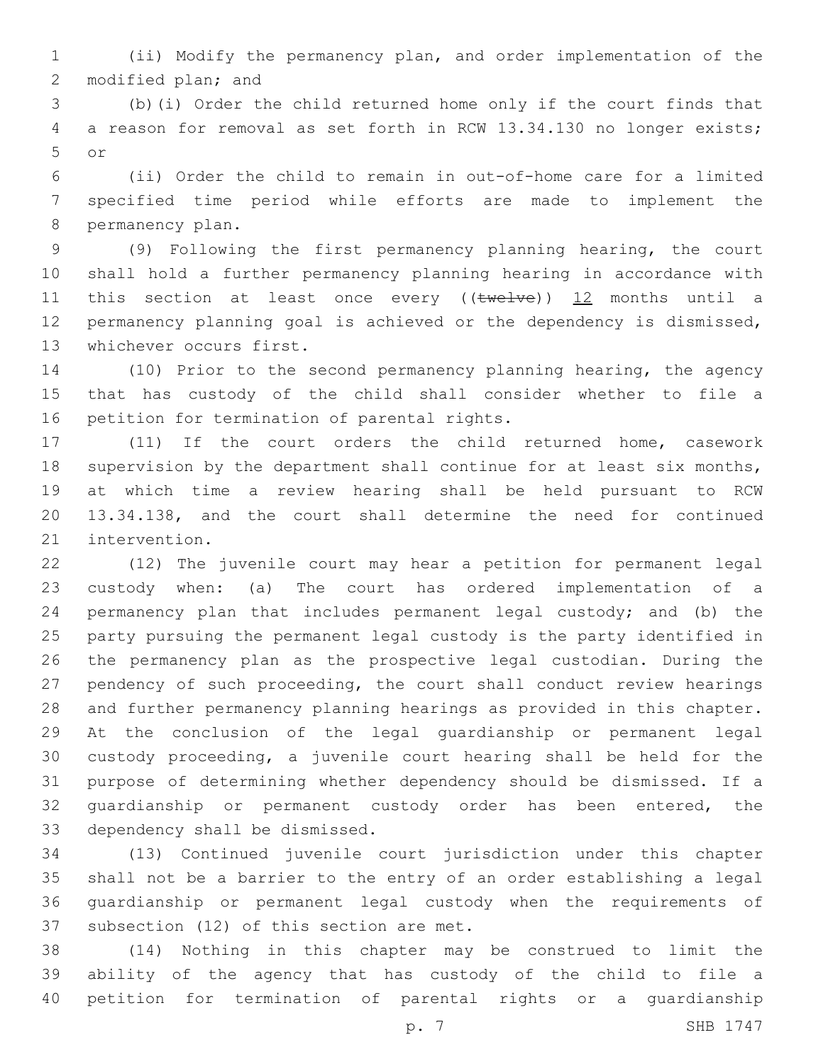(ii) Modify the permanency plan, and order implementation of the modified plan; and

(b)(i) Order the child returned home only if the court finds that a reason for removal as set forth in RCW 13.34.130 no longer exists; or

(ii) Order the child to remain in out-of-home care for a limited specified time period while efforts are made to implement the permanency plan.

(9) Following the first permanency planning hearing, the court shall hold a further permanency planning hearing in accordance with this section at least once every ((~~twelve~~)) <u>12</u> months until a permanency planning goal is achieved or the dependency is dismissed, whichever occurs first.

(10) Prior to the second permanency planning hearing, the agency that has custody of the child shall consider whether to file a petition for termination of parental rights.

(11) If the court orders the child returned home, casework supervision by the department shall continue for at least six months, at which time a review hearing shall be held pursuant to RCW 13.34.138, and the court shall determine the need for continued intervention.

(12) The juvenile court may hear a petition for permanent legal custody when: (a) The court has ordered implementation of a permanency plan that includes permanent legal custody; and (b) the party pursuing the permanent legal custody is the party identified in the permanency plan as the prospective legal custodian. During the pendency of such proceeding, the court shall conduct review hearings and further permanency planning hearings as provided in this chapter. At the conclusion of the legal guardianship or permanent legal custody proceeding, a juvenile court hearing shall be held for the purpose of determining whether dependency should be dismissed. If a guardianship or permanent custody order has been entered, the dependency shall be dismissed.

(13) Continued juvenile court jurisdiction under this chapter shall not be a barrier to the entry of an order establishing a legal guardianship or permanent legal custody when the requirements of subsection (12) of this section are met.

(14) Nothing in this chapter may be construed to limit the ability of the agency that has custody of the child to file a petition for termination of parental rights or a guardianship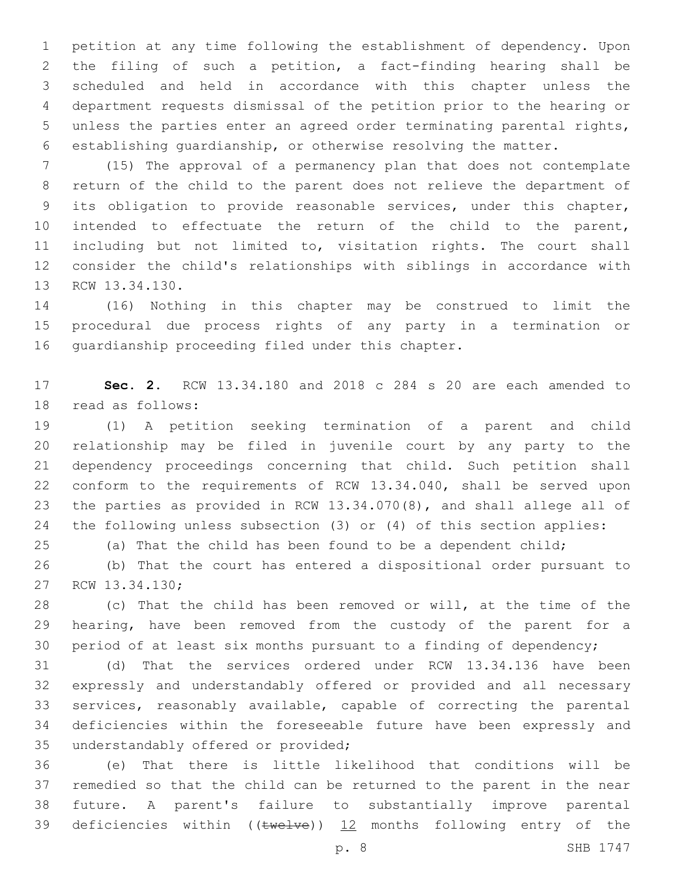petition at any time following the establishment of dependency. Upon the filing of such a petition, a fact-finding hearing shall be scheduled and held in accordance with this chapter unless the department requests dismissal of the petition prior to the hearing or unless the parties enter an agreed order terminating parental rights, establishing guardianship, or otherwise resolving the matter.

(15) The approval of a permanency plan that does not contemplate return of the child to the parent does not relieve the department of its obligation to provide reasonable services, under this chapter, intended to effectuate the return of the child to the parent, including but not limited to, visitation rights. The court shall consider the child's relationships with siblings in accordance with RCW 13.34.130.

(16) Nothing in this chapter may be construed to limit the procedural due process rights of any party in a termination or guardianship proceeding filed under this chapter.

**Sec. 2.** RCW 13.34.180 and 2018 c 284 s 20 are each amended to read as follows:

(1) A petition seeking termination of a parent and child relationship may be filed in juvenile court by any party to the dependency proceedings concerning that child. Such petition shall conform to the requirements of RCW 13.34.040, shall be served upon the parties as provided in RCW 13.34.070(8), and shall allege all of the following unless subsection (3) or (4) of this section applies:

(a) That the child has been found to be a dependent child;

(b) That the court has entered a dispositional order pursuant to RCW 13.34.130;

(c) That the child has been removed or will, at the time of the hearing, have been removed from the custody of the parent for a period of at least six months pursuant to a finding of dependency;

(d) That the services ordered under RCW 13.34.136 have been expressly and understandably offered or provided and all necessary services, reasonably available, capable of correcting the parental deficiencies within the foreseeable future have been expressly and understandably offered or provided;

(e) That there is little likelihood that conditions will be remedied so that the child can be returned to the parent in the near future. A parent's failure to substantially improve parental deficiencies within ((~~twelve~~)) <u>12</u> months following entry of the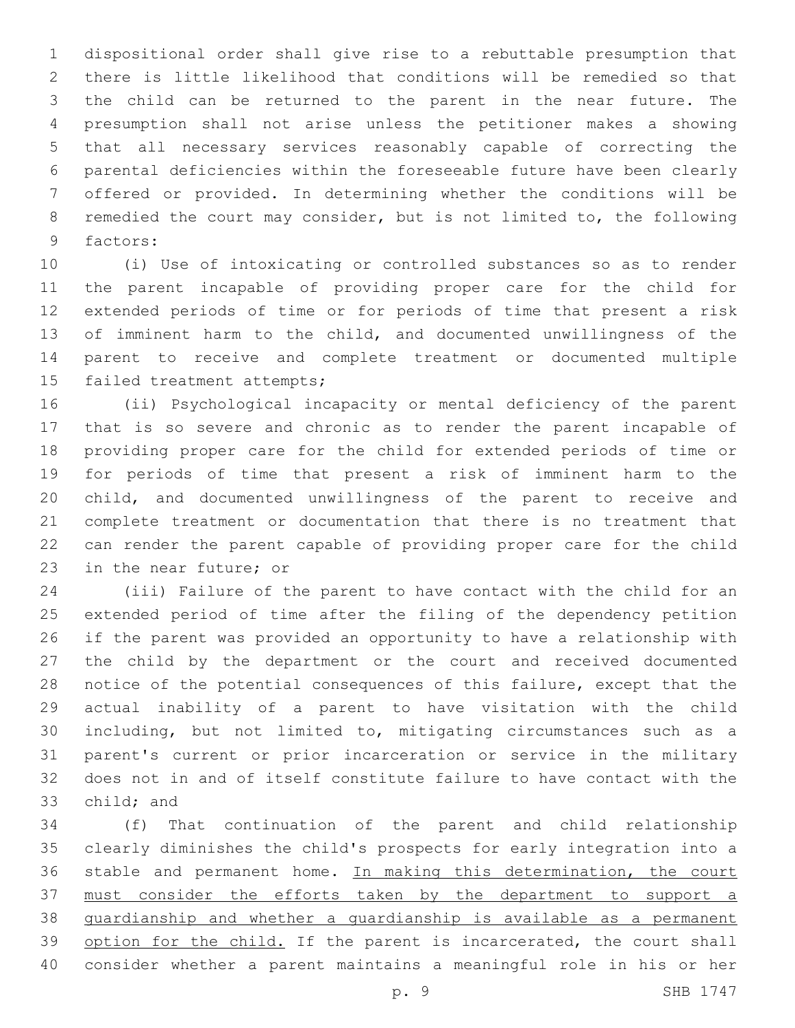dispositional order shall give rise to a rebuttable presumption that there is little likelihood that conditions will be remedied so that the child can be returned to the parent in the near future. The presumption shall not arise unless the petitioner makes a showing that all necessary services reasonably capable of correcting the parental deficiencies within the foreseeable future have been clearly offered or provided. In determining whether the conditions will be remedied the court may consider, but is not limited to, the following factors:

(i) Use of intoxicating or controlled substances so as to render the parent incapable of providing proper care for the child for extended periods of time or for periods of time that present a risk of imminent harm to the child, and documented unwillingness of the parent to receive and complete treatment or documented multiple failed treatment attempts;

(ii) Psychological incapacity or mental deficiency of the parent that is so severe and chronic as to render the parent incapable of providing proper care for the child for extended periods of time or for periods of time that present a risk of imminent harm to the child, and documented unwillingness of the parent to receive and complete treatment or documentation that there is no treatment that can render the parent capable of providing proper care for the child in the near future; or

(iii) Failure of the parent to have contact with the child for an extended period of time after the filing of the dependency petition if the parent was provided an opportunity to have a relationship with the child by the department or the court and received documented notice of the potential consequences of this failure, except that the actual inability of a parent to have visitation with the child including, but not limited to, mitigating circumstances such as a parent's current or prior incarceration or service in the military does not in and of itself constitute failure to have contact with the child; and

(f) That continuation of the parent and child relationship clearly diminishes the child's prospects for early integration into a stable and permanent home. <u>In making this determination, the court must consider the efforts taken by the department to support a guardianship and whether a guardianship is available as a permanent option for the child.</u> If the parent is incarcerated, the court shall consider whether a parent maintains a meaningful role in his or her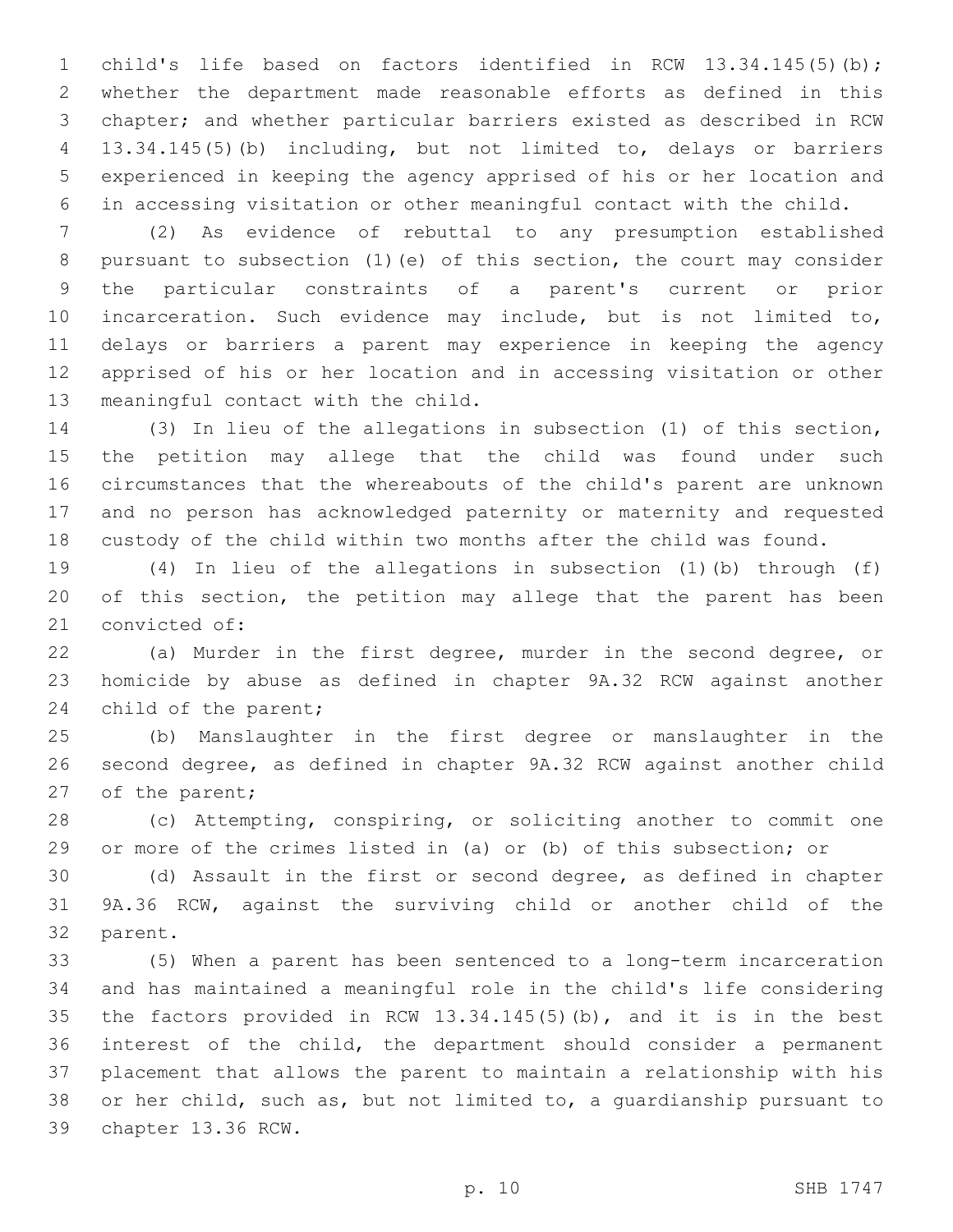child's life based on factors identified in RCW 13.34.145(5)(b); whether the department made reasonable efforts as defined in this chapter; and whether particular barriers existed as described in RCW 13.34.145(5)(b) including, but not limited to, delays or barriers experienced in keeping the agency apprised of his or her location and in accessing visitation or other meaningful contact with the child.

(2) As evidence of rebuttal to any presumption established pursuant to subsection (1)(e) of this section, the court may consider the particular constraints of a parent's current or prior incarceration. Such evidence may include, but is not limited to, delays or barriers a parent may experience in keeping the agency apprised of his or her location and in accessing visitation or other meaningful contact with the child.

(3) In lieu of the allegations in subsection (1) of this section, the petition may allege that the child was found under such circumstances that the whereabouts of the child's parent are unknown and no person has acknowledged paternity or maternity and requested custody of the child within two months after the child was found.

(4) In lieu of the allegations in subsection (1)(b) through (f) of this section, the petition may allege that the parent has been convicted of:

(a) Murder in the first degree, murder in the second degree, or homicide by abuse as defined in chapter 9A.32 RCW against another child of the parent;

(b) Manslaughter in the first degree or manslaughter in the second degree, as defined in chapter 9A.32 RCW against another child of the parent;

(c) Attempting, conspiring, or soliciting another to commit one or more of the crimes listed in (a) or (b) of this subsection; or

(d) Assault in the first or second degree, as defined in chapter 9A.36 RCW, against the surviving child or another child of the parent.

(5) When a parent has been sentenced to a long-term incarceration and has maintained a meaningful role in the child's life considering the factors provided in RCW 13.34.145(5)(b), and it is in the best interest of the child, the department should consider a permanent placement that allows the parent to maintain a relationship with his or her child, such as, but not limited to, a guardianship pursuant to chapter 13.36 RCW.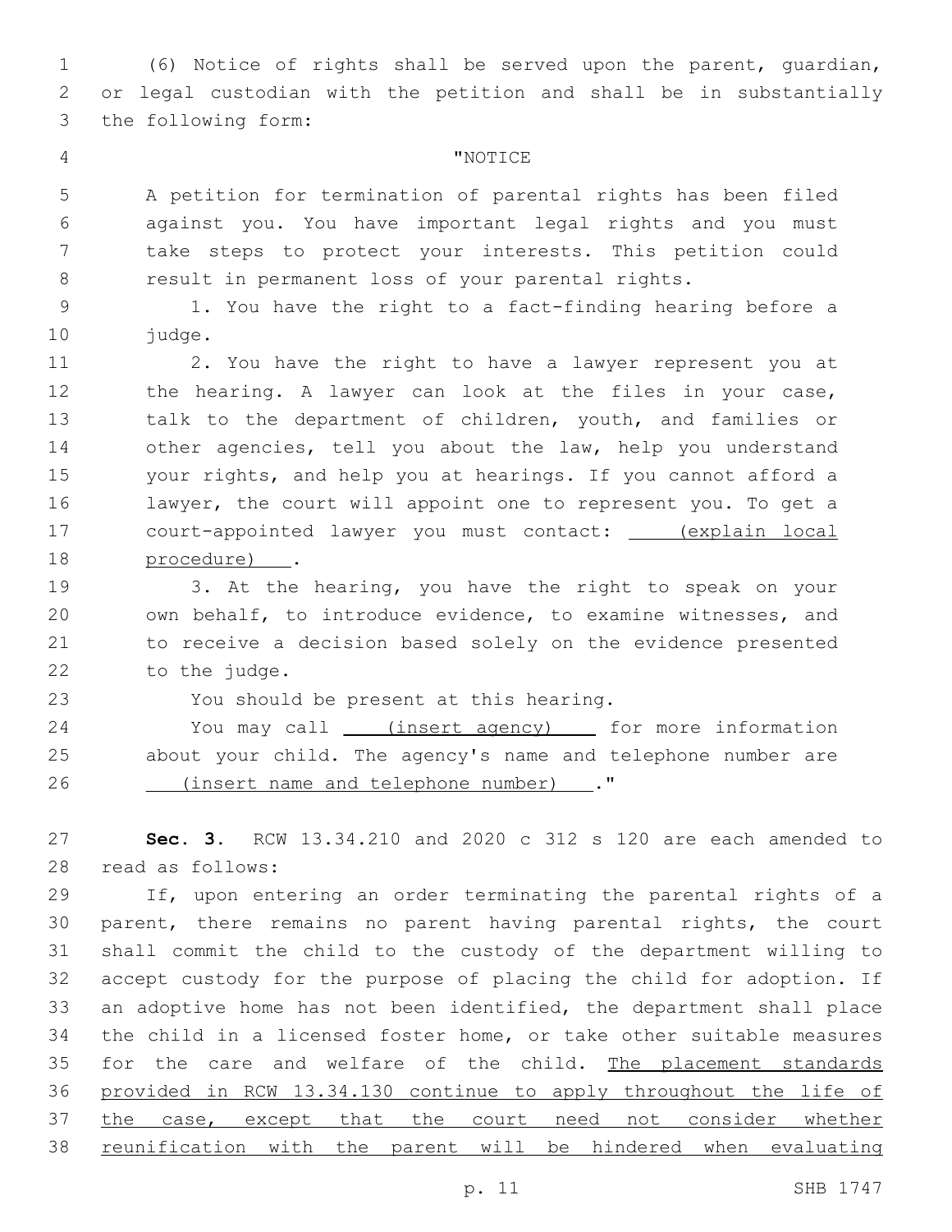(6) Notice of rights shall be served upon the parent, guardian, or legal custodian with the petition and shall be in substantially the following form:

"NOTICE

A petition for termination of parental rights has been filed against you. You have important legal rights and you must take steps to protect your interests. This petition could result in permanent loss of your parental rights.

1. You have the right to a fact-finding hearing before a judge.

2. You have the right to have a lawyer represent you at the hearing. A lawyer can look at the files in your case, talk to the department of children, youth, and families or other agencies, tell you about the law, help you understand your rights, and help you at hearings. If you cannot afford a lawyer, the court will appoint one to represent you. To get a court-appointed lawyer you must contact: <u>(explain local procedure)</u>.

3. At the hearing, you have the right to speak on your own behalf, to introduce evidence, to examine witnesses, and to receive a decision based solely on the evidence presented to the judge.

You should be present at this hearing.

You may call <u>(insert agency)</u> for more information about your child. The agency's name and telephone number are <u>(insert name and telephone number)</u>."

**Sec. 3.** RCW 13.34.210 and 2020 c 312 s 120 are each amended to read as follows:

If, upon entering an order terminating the parental rights of a parent, there remains no parent having parental rights, the court shall commit the child to the custody of the department willing to accept custody for the purpose of placing the child for adoption. If an adoptive home has not been identified, the department shall place the child in a licensed foster home, or take other suitable measures for the care and welfare of the child. <u>The placement standards provided in RCW 13.34.130 continue to apply throughout the life of the case, except that the court need not consider whether reunification with the parent will be hindered when evaluating</u>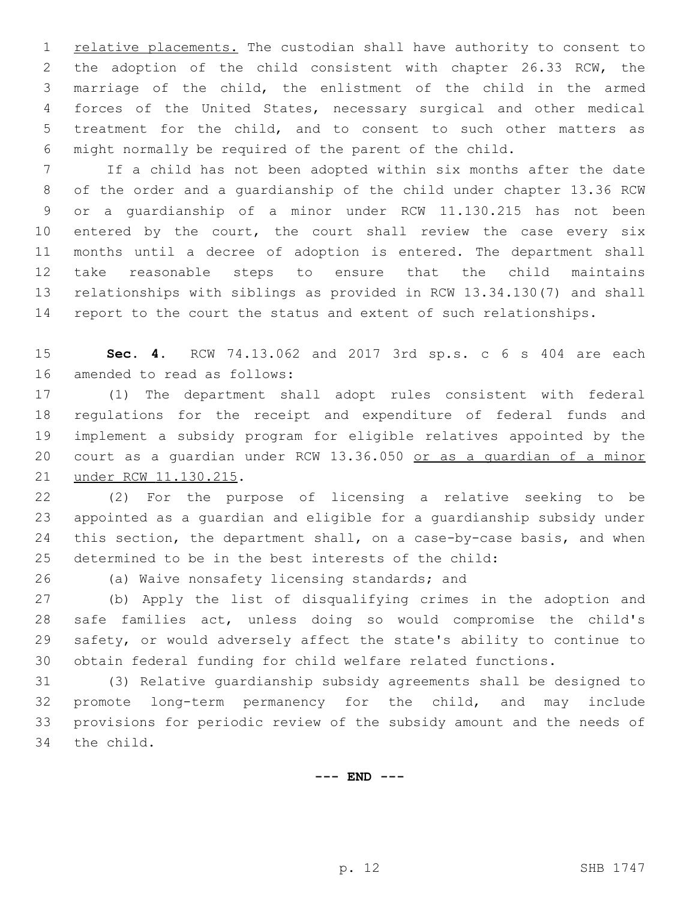relative placements. The custodian shall have authority to consent to the adoption of the child consistent with chapter 26.33 RCW, the marriage of the child, the enlistment of the child in the armed forces of the United States, necessary surgical and other medical treatment for the child, and to consent to such other matters as might normally be required of the parent of the child.

If a child has not been adopted within six months after the date of the order and a guardianship of the child under chapter 13.36 RCW or a guardianship of a minor under RCW 11.130.215 has not been entered by the court, the court shall review the case every six months until a decree of adoption is entered. The department shall take reasonable steps to ensure that the child maintains relationships with siblings as provided in RCW 13.34.130(7) and shall report to the court the status and extent of such relationships.

**Sec. 4.** RCW 74.13.062 and 2017 3rd sp.s. c 6 s 404 are each amended to read as follows:

(1) The department shall adopt rules consistent with federal regulations for the receipt and expenditure of federal funds and implement a subsidy program for eligible relatives appointed by the court as a guardian under RCW 13.36.050 or as a guardian of a minor under RCW 11.130.215.

(2) For the purpose of licensing a relative seeking to be appointed as a guardian and eligible for a guardianship subsidy under this section, the department shall, on a case-by-case basis, and when determined to be in the best interests of the child:

(a) Waive nonsafety licensing standards; and

(b) Apply the list of disqualifying crimes in the adoption and safe families act, unless doing so would compromise the child's safety, or would adversely affect the state's ability to continue to obtain federal funding for child welfare related functions.

(3) Relative guardianship subsidy agreements shall be designed to promote long-term permanency for the child, and may include provisions for periodic review of the subsidy amount and the needs of the child.

**--- END ---**